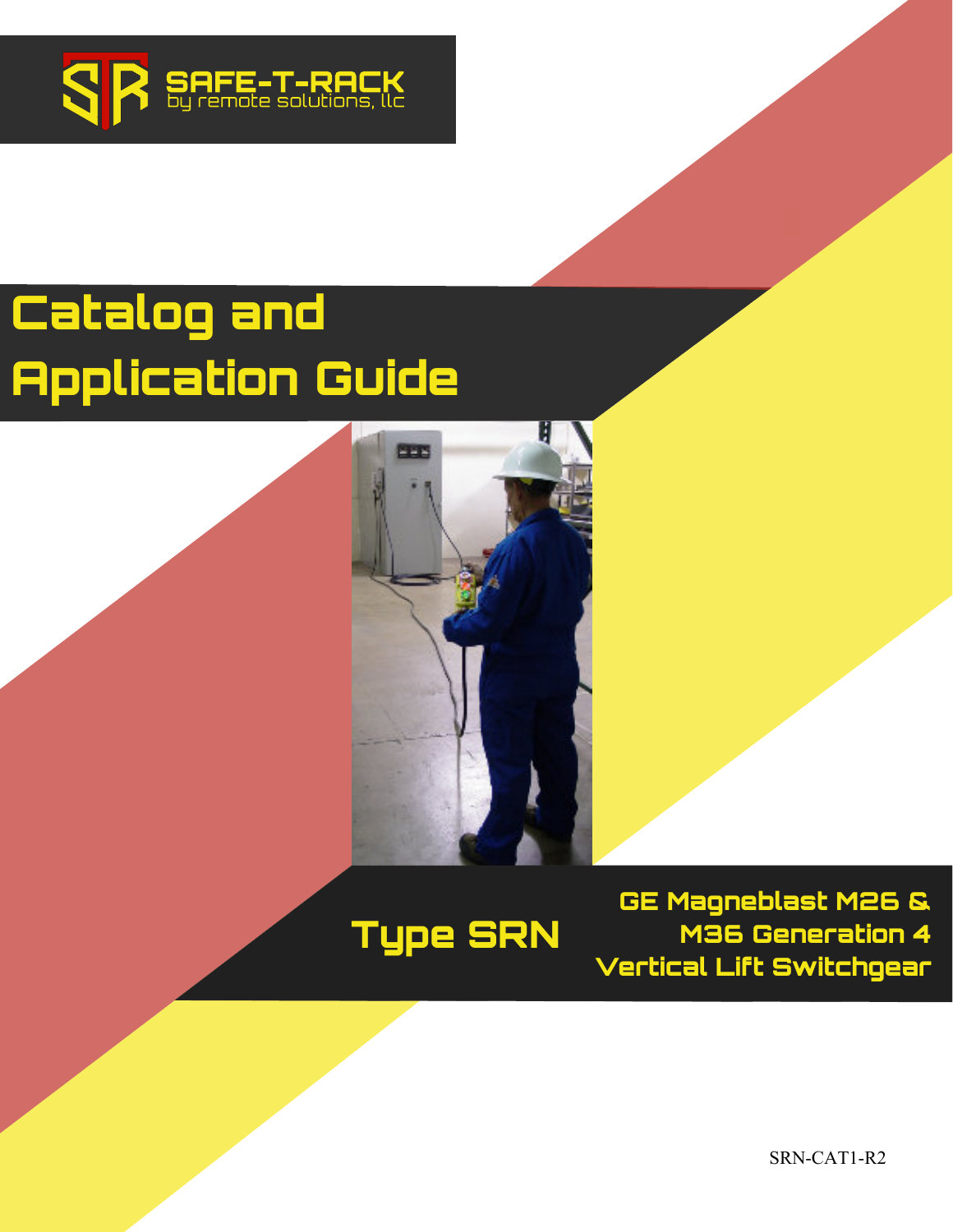SAFE-T-RACK
by remote solutions, llc

# Catalog and Application Guide

## Type SRN

GE Magneblast M26 & M36 Generation 4 Vertical Lift Switchgear

SRN-CAT1-R2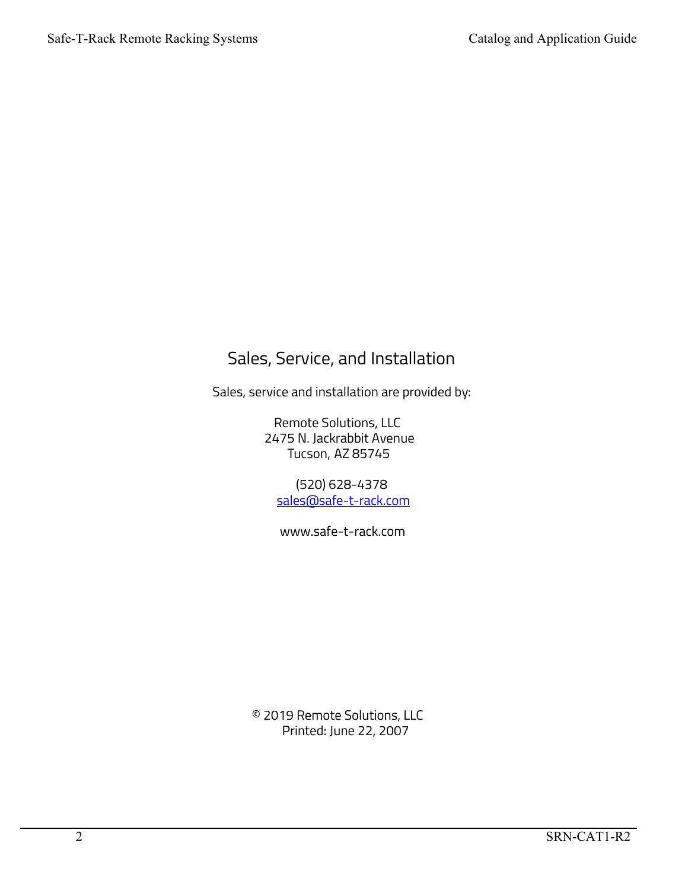## Sales, Service, and Installation

Sales, service and installation are provided by:

Remote Solutions, LLC
2475 N. Jackrabbit Avenue
Tucson, AZ 85745

(520) 628-4378
sales@safe-t-rack.com

www.safe-t-rack.com

© 2019 Remote Solutions, LLC
Printed: June 22, 2007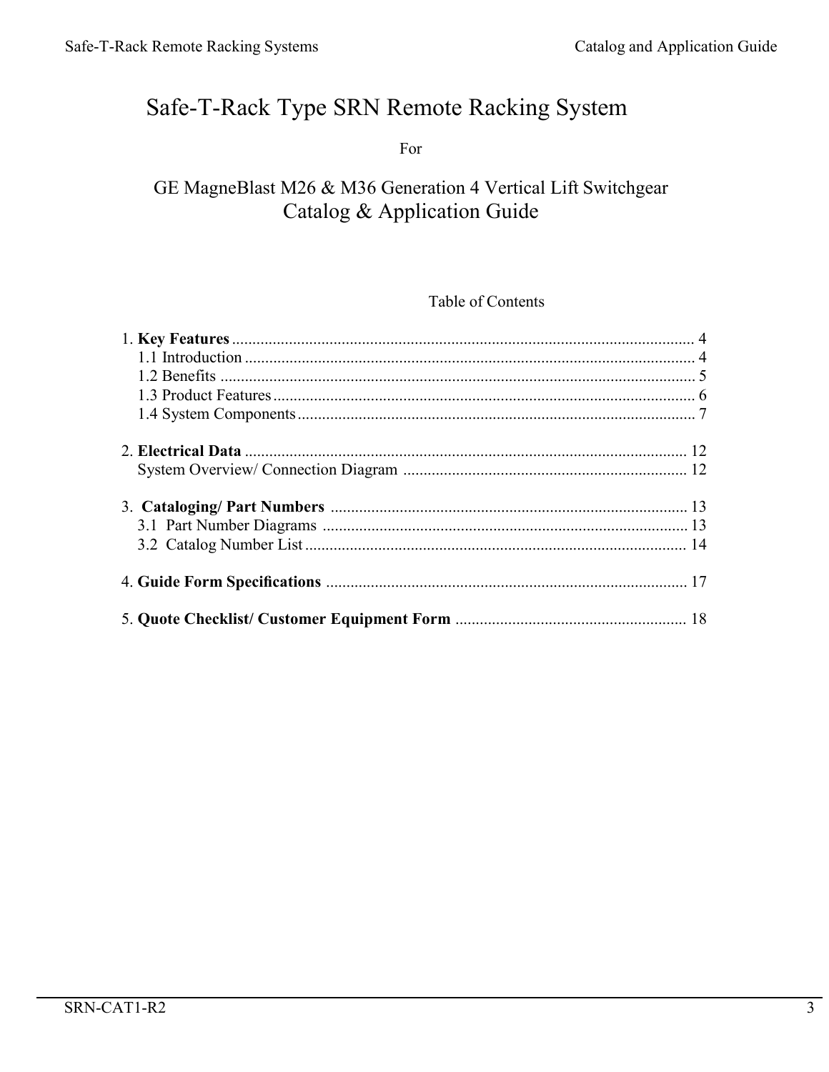# Safe-T-Rack Type SRN Remote Racking System

For

## GE MagneBlast M26 & M36 Generation 4 Vertical Lift Switchgear
## Catalog & Application Guide

Table of Contents

1. **Key Features** ........................................................ 4
    - 1.1 Introduction ........................................................ 4
    - 1.2 Benefits ........................................................ 5
    - 1.3 Product Features ........................................................ 6
    - 1.4 System Components ........................................................ 7

2. **Electrical Data** ........................................................ 12
    - System Overview/ Connection Diagram ........................................................ 12

3. **Cataloging/ Part Numbers** ........................................................ 13
    - 3.1 Part Number Diagrams ........................................................ 13
    - 3.2 Catalog Number List ........................................................ 14

4. **Guide Form Specifications** ........................................................ 17

5. **Quote Checklist/ Customer Equipment Form** ........................................................ 18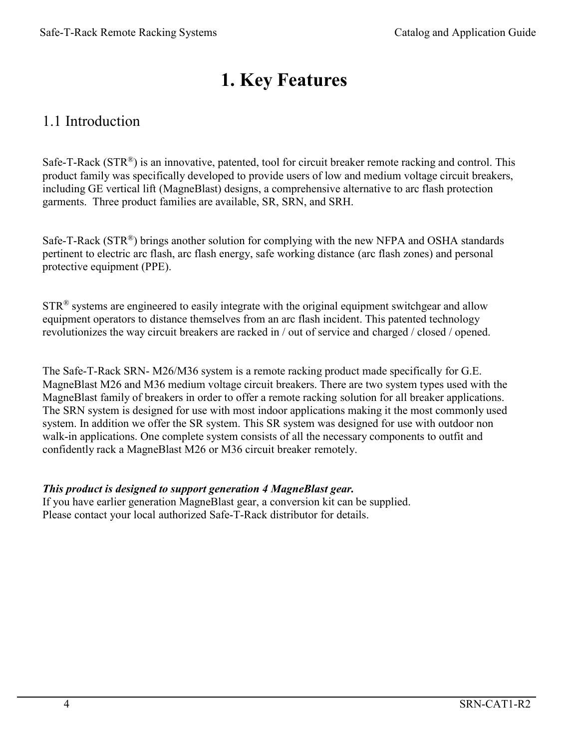# 1. Key Features

## 1.1 Introduction

Safe-T-Rack (STR®) is an innovative, patented, tool for circuit breaker remote racking and control. This product family was specifically developed to provide users of low and medium voltage circuit breakers, including GE vertical lift (MagneBlast) designs, a comprehensive alternative to arc flash protection garments. Three product families are available, SR, SRN, and SRH.

Safe-T-Rack (STR®) brings another solution for complying with the new NFPA and OSHA standards pertinent to electric arc flash, arc flash energy, safe working distance (arc flash zones) and personal protective equipment (PPE).

STR® systems are engineered to easily integrate with the original equipment switchgear and allow equipment operators to distance themselves from an arc flash incident. This patented technology revolutionizes the way circuit breakers are racked in / out of service and charged / closed / opened.

The Safe-T-Rack SRN- M26/M36 system is a remote racking product made specifically for G.E. MagneBlast M26 and M36 medium voltage circuit breakers. There are two system types used with the MagneBlast family of breakers in order to offer a remote racking solution for all breaker applications. The SRN system is designed for use with most indoor applications making it the most commonly used system. In addition we offer the SR system. This SR system was designed for use with outdoor non walk-in applications. One complete system consists of all the necessary components to outfit and confidently rack a MagneBlast M26 or M36 circuit breaker remotely.

***This product is designed to support generation 4 MagneBlast gear.***
If you have earlier generation MagneBlast gear, a conversion kit can be supplied.
Please contact your local authorized Safe-T-Rack distributor for details.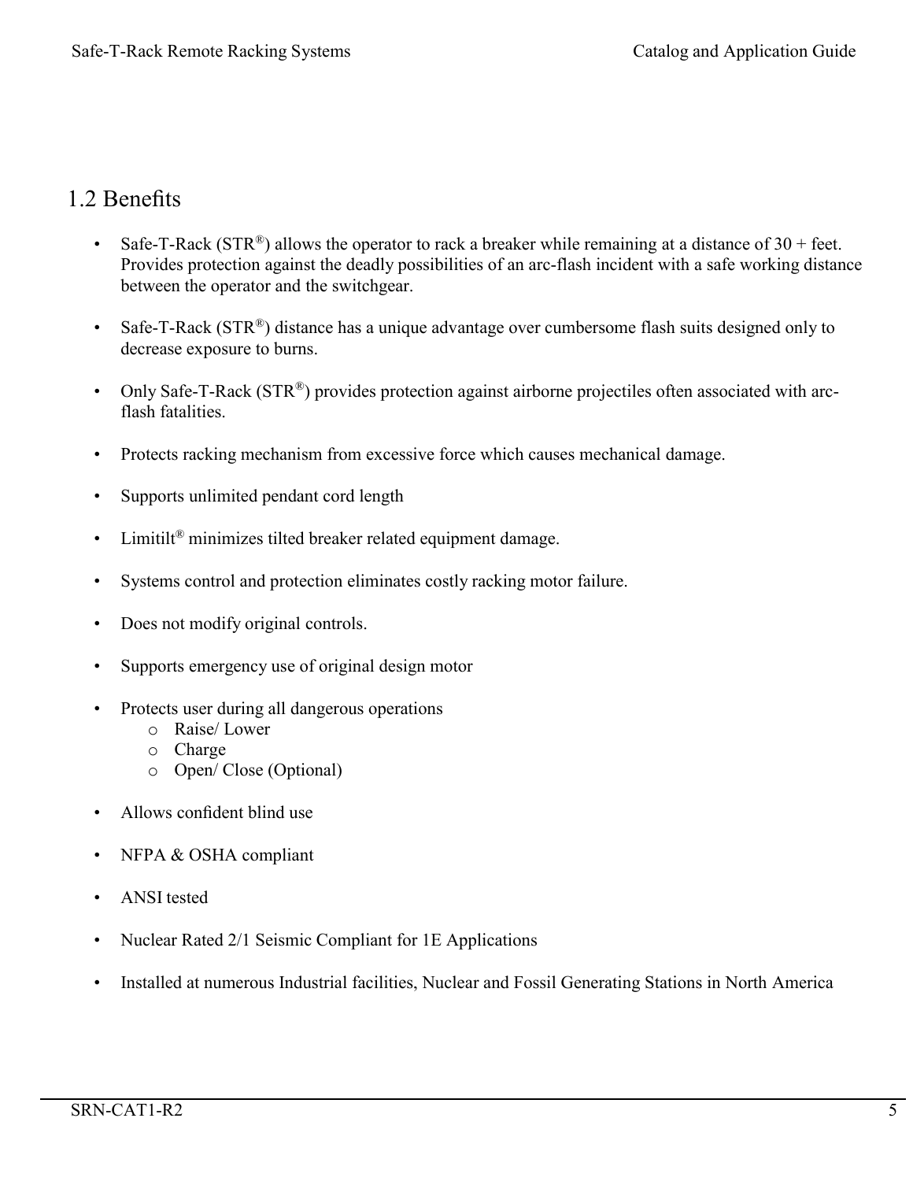## 1.2 Benefits

- Safe-T-Rack (STR®) allows the operator to rack a breaker while remaining at a distance of 30 + feet. Provides protection against the deadly possibilities of an arc-flash incident with a safe working distance between the operator and the switchgear.
- Safe-T-Rack (STR®) distance has a unique advantage over cumbersome flash suits designed only to decrease exposure to burns.
- Only Safe-T-Rack (STR®) provides protection against airborne projectiles often associated with arc-flash fatalities.
- Protects racking mechanism from excessive force which causes mechanical damage.
- Supports unlimited pendant cord length
- Limitilt® minimizes tilted breaker related equipment damage.
- Systems control and protection eliminates costly racking motor failure.
- Does not modify original controls.
- Supports emergency use of original design motor
- Protects user during all dangerous operations
  - Raise/ Lower
  - Charge
  - Open/ Close (Optional)
- Allows confident blind use
- NFPA & OSHA compliant
- ANSI tested
- Nuclear Rated 2/1 Seismic Compliant for 1E Applications
- Installed at numerous Industrial facilities, Nuclear and Fossil Generating Stations in North America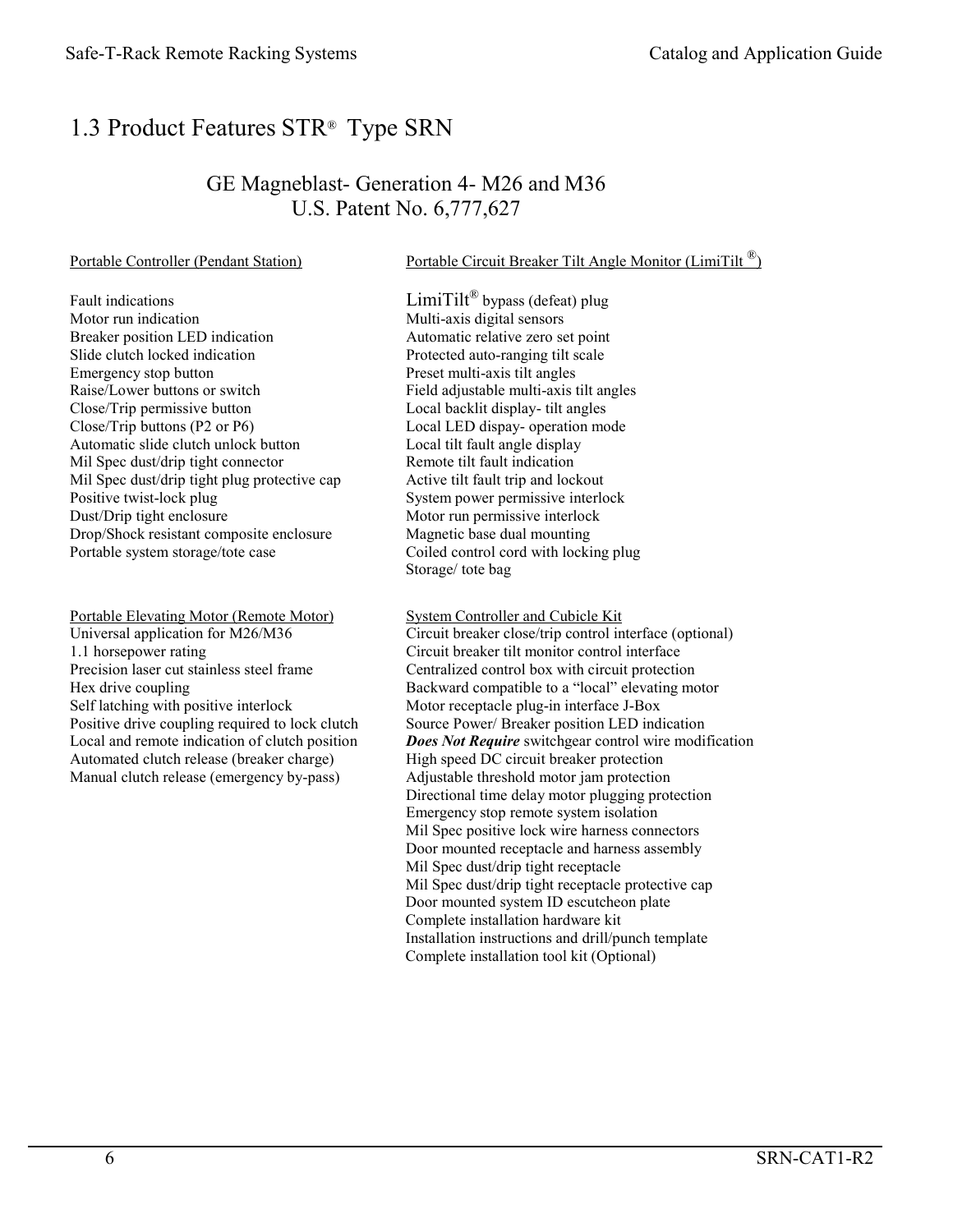# 1.3 Product Features STR® Type SRN

## GE Magneblast- Generation 4- M26 and M36
## U.S. Patent No. 6,777,627

### Portable Controller (Pendant Station)

Fault indications
Motor run indication
Breaker position LED indication
Slide clutch locked indication
Emergency stop button
Raise/Lower buttons or switch
Close/Trip permissive button
Close/Trip buttons (P2 or P6)
Automatic slide clutch unlock button
Mil Spec dust/drip tight connector
Mil Spec dust/drip tight plug protective cap
Positive twist-lock plug
Dust/Drip tight enclosure
Drop/Shock resistant composite enclosure
Portable system storage/tote case

### Portable Elevating Motor (Remote Motor)

Universal application for M26/M36
1.1 horsepower rating
Precision laser cut stainless steel frame
Hex drive coupling
Self latching with positive interlock
Positive drive coupling required to lock clutch
Local and remote indication of clutch position
Automated clutch release (breaker charge)
Manual clutch release (emergency by-pass)

### Portable Circuit Breaker Tilt Angle Monitor (LimiTilt ®)

LimiTilt® bypass (defeat) plug
Multi-axis digital sensors
Automatic relative zero set point
Protected auto-ranging tilt scale
Preset multi-axis tilt angles
Field adjustable multi-axis tilt angles
Local backlit display- tilt angles
Local LED dispay- operation mode
Local tilt fault angle display
Remote tilt fault indication
Active tilt fault trip and lockout
System power permissive interlock
Motor run permissive interlock
Magnetic base dual mounting
Coiled control cord with locking plug
Storage/ tote bag

### System Controller and Cubicle Kit

Circuit breaker close/trip control interface (optional)
Circuit breaker tilt monitor control interface
Centralized control box with circuit protection
Backward compatible to a "local" elevating motor
Motor receptacle plug-in interface J-Box
Source Power/ Breaker position LED indication
***Does Not Require*** switchgear control wire modification
High speed DC circuit breaker protection
Adjustable threshold motor jam protection
Directional time delay motor plugging protection
Emergency stop remote system isolation
Mil Spec positive lock wire harness connectors
Door mounted receptacle and harness assembly
Mil Spec dust/drip tight receptacle
Mil Spec dust/drip tight receptacle protective cap
Door mounted system ID escutcheon plate
Complete installation hardware kit
Installation instructions and drill/punch template
Complete installation tool kit (Optional)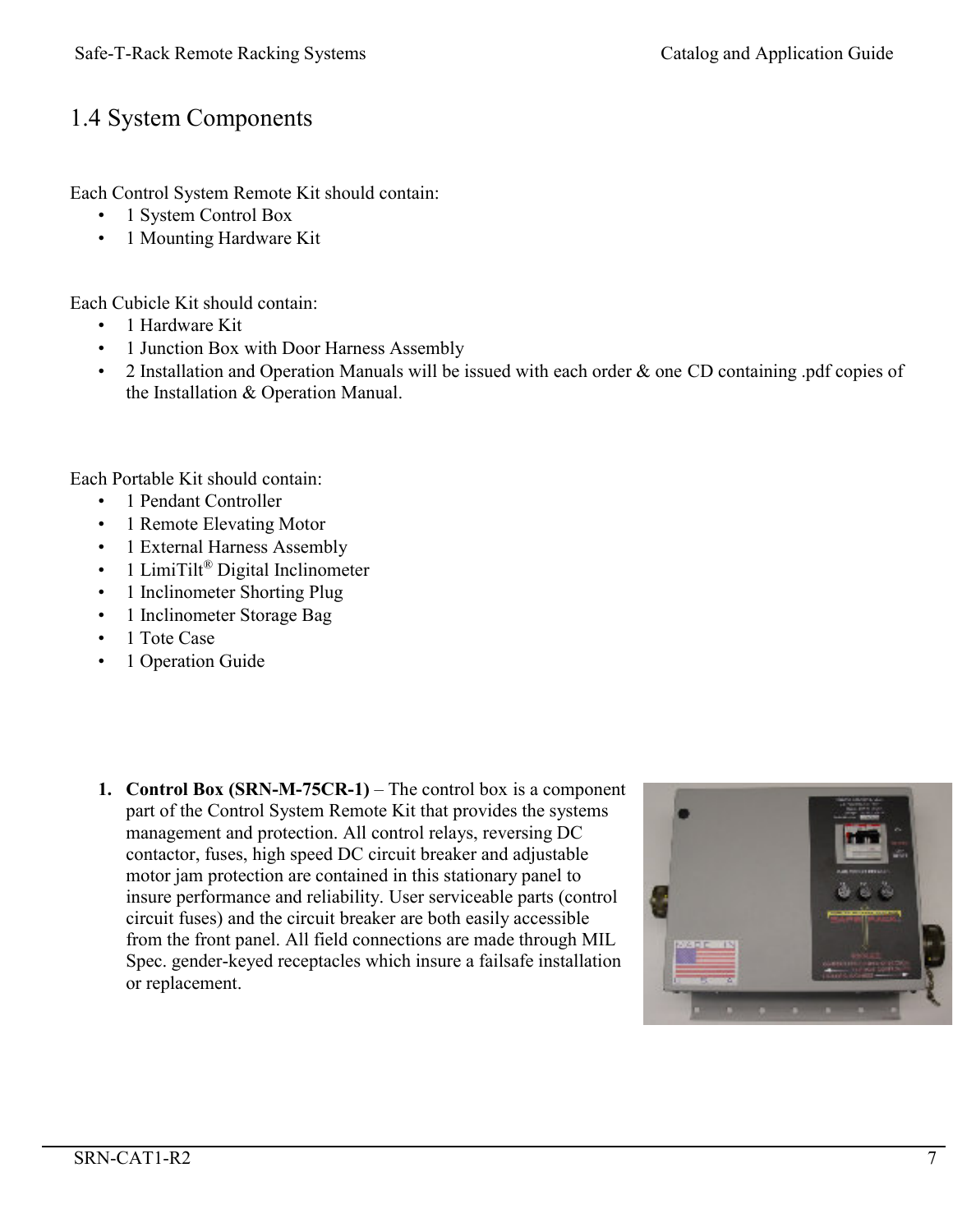## 1.4 System Components

Each Control System Remote Kit should contain:

- 1 System Control Box
- 1 Mounting Hardware Kit

Each Cubicle Kit should contain:

- 1 Hardware Kit
- 1 Junction Box with Door Harness Assembly
- 2 Installation and Operation Manuals will be issued with each order & one CD containing .pdf copies of the Installation & Operation Manual.

Each Portable Kit should contain:

- 1 Pendant Controller
- 1 Remote Elevating Motor
- 1 External Harness Assembly
- 1 LimiTilt® Digital Inclinometer
- 1 Inclinometer Shorting Plug
- 1 Inclinometer Storage Bag
- 1 Tote Case
- 1 Operation Guide

1. **Control Box (SRN-M-75CR-1)** – The control box is a component part of the Control System Remote Kit that provides the systems management and protection. All control relays, reversing DC contactor, fuses, high speed DC circuit breaker and adjustable motor jam protection are contained in this stationary panel to insure performance and reliability. User serviceable parts (control circuit fuses) and the circuit breaker are both easily accessible from the front panel. All field connections are made through MIL Spec. gender-keyed receptacles which insure a failsafe installation or replacement.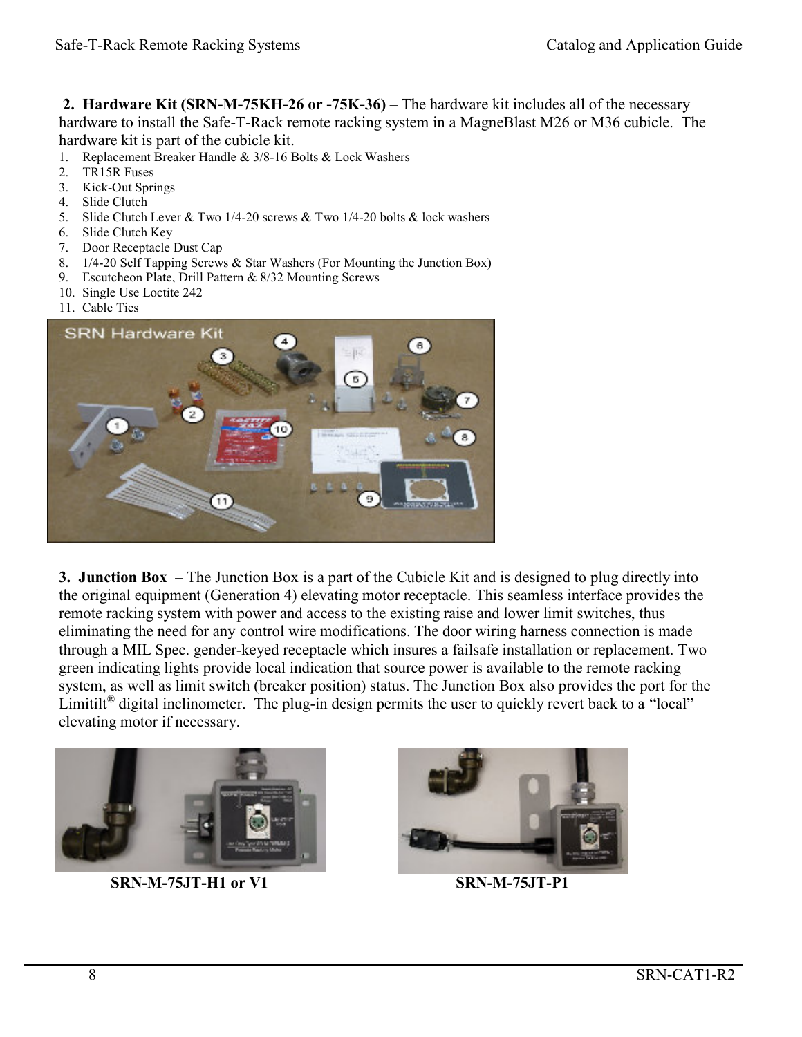**2. Hardware Kit (SRN-M-75KH-26 or -75K-36)** – The hardware kit includes all of the necessary hardware to install the Safe-T-Rack remote racking system in a MagneBlast M26 or M36 cubicle. The hardware kit is part of the cubicle kit.

1. Replacement Breaker Handle & 3/8-16 Bolts & Lock Washers
2. TR15R Fuses
3. Kick-Out Springs
4. Slide Clutch
5. Slide Clutch Lever & Two 1/4-20 screws & Two 1/4-20 bolts & lock washers
6. Slide Clutch Key
7. Door Receptacle Dust Cap
8. 1/4-20 Self Tapping Screws & Star Washers (For Mounting the Junction Box)
9. Escutcheon Plate, Drill Pattern & 8/32 Mounting Screws
10. Single Use Loctite 242
11. Cable Ties

**3. Junction Box** – The Junction Box is a part of the Cubicle Kit and is designed to plug directly into the original equipment (Generation 4) elevating motor receptacle. This seamless interface provides the remote racking system with power and access to the existing raise and lower limit switches, thus eliminating the need for any control wire modifications. The door wiring harness connection is made through a MIL Spec. gender-keyed receptacle which insures a failsafe installation or replacement. Two green indicating lights provide local indication that source power is available to the remote racking system, as well as limit switch (breaker position) status. The Junction Box also provides the port for the Limitilt® digital inclinometer. The plug-in design permits the user to quickly revert back to a "local" elevating motor if necessary.

**SRN-M-75JT-H1 or V1**

**SRN-M-75JT-P1**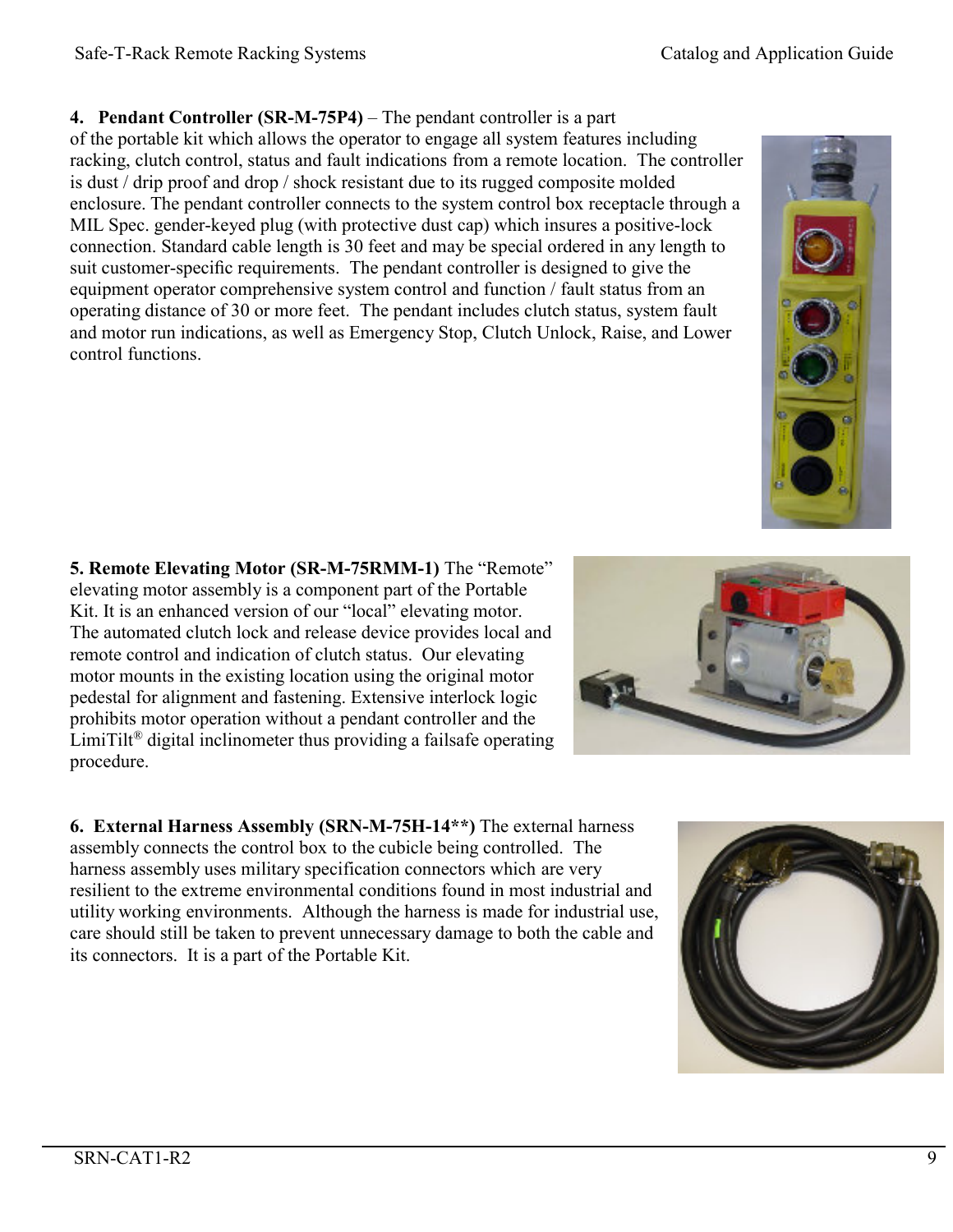**4. Pendant Controller (SR-M-75P4)** – The pendant controller is a part of the portable kit which allows the operator to engage all system features including racking, clutch control, status and fault indications from a remote location. The controller is dust / drip proof and drop / shock resistant due to its rugged composite molded enclosure. The pendant controller connects to the system control box receptacle through a MIL Spec. gender-keyed plug (with protective dust cap) which insures a positive-lock connection. Standard cable length is 30 feet and may be special ordered in any length to suit customer-specific requirements. The pendant controller is designed to give the equipment operator comprehensive system control and function / fault status from an operating distance of 30 or more feet. The pendant includes clutch status, system fault and motor run indications, as well as Emergency Stop, Clutch Unlock, Raise, and Lower control functions.

**5. Remote Elevating Motor (SR-M-75RMM-1)** The "Remote" elevating motor assembly is a component part of the Portable Kit. It is an enhanced version of our "local" elevating motor. The automated clutch lock and release device provides local and remote control and indication of clutch status. Our elevating motor mounts in the existing location using the original motor pedestal for alignment and fastening. Extensive interlock logic prohibits motor operation without a pendant controller and the LimiTilt® digital inclinometer thus providing a failsafe operating procedure.

**6. External Harness Assembly (SRN-M-75H-14**)** The external harness assembly connects the control box to the cubicle being controlled. The harness assembly uses military specification connectors which are very resilient to the extreme environmental conditions found in most industrial and utility working environments. Although the harness is made for industrial use, care should still be taken to prevent unnecessary damage to both the cable and its connectors. It is a part of the Portable Kit.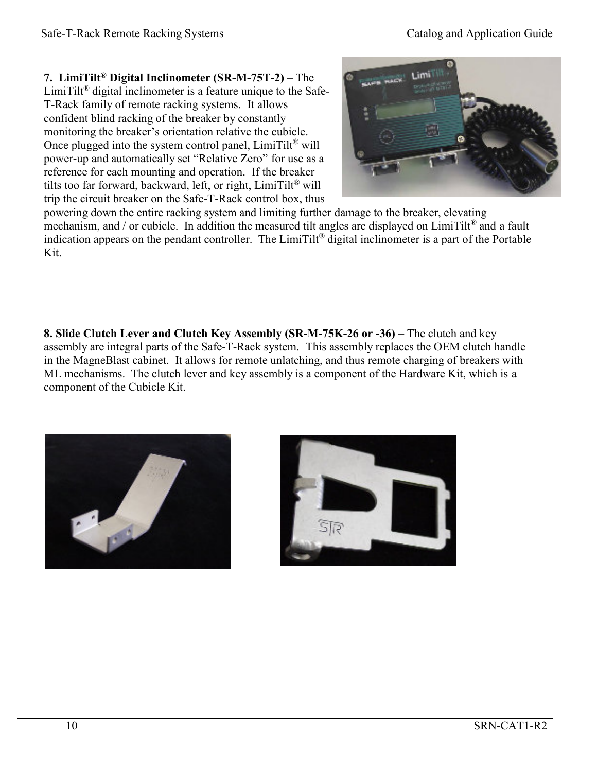**7. LimiTilt® Digital Inclinometer (SR-M-75T-2)** – The LimiTilt® digital inclinometer is a feature unique to the Safe-T-Rack family of remote racking systems. It allows confident blind racking of the breaker by constantly monitoring the breaker's orientation relative the cubicle. Once plugged into the system control panel, LimiTilt® will power-up and automatically set "Relative Zero" for use as a reference for each mounting and operation. If the breaker tilts too far forward, backward, left, or right, LimiTilt® will trip the circuit breaker on the Safe-T-Rack control box, thus powering down the entire racking system and limiting further damage to the breaker, elevating mechanism, and / or cubicle. In addition the measured tilt angles are displayed on LimiTilt® and a fault indication appears on the pendant controller. The LimiTilt® digital inclinometer is a part of the Portable Kit.

**8. Slide Clutch Lever and Clutch Key Assembly (SR-M-75K-26 or -36)** – The clutch and key assembly are integral parts of the Safe-T-Rack system. This assembly replaces the OEM clutch handle in the MagneBlast cabinet. It allows for remote unlatching, and thus remote charging of breakers with ML mechanisms. The clutch lever and key assembly is a component of the Hardware Kit, which is a component of the Cubicle Kit.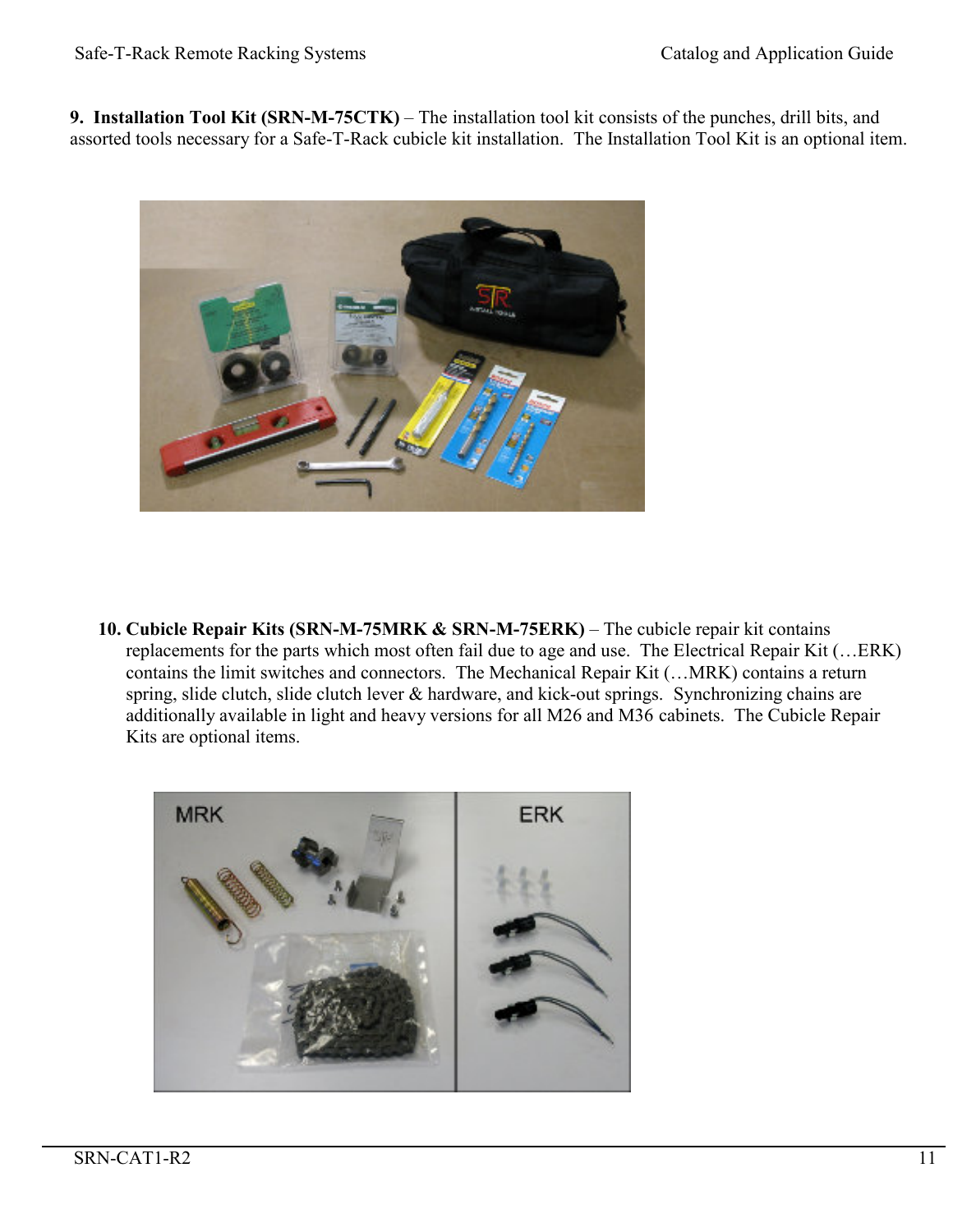9. **Installation Tool Kit (SRN-M-75CTK)** – The installation tool kit consists of the punches, drill bits, and assorted tools necessary for a Safe-T-Rack cubicle kit installation. The Installation Tool Kit is an optional item.

10. **Cubicle Repair Kits (SRN-M-75MRK & SRN-M-75ERK)** – The cubicle repair kit contains replacements for the parts which most often fail due to age and use. The Electrical Repair Kit (…ERK) contains the limit switches and connectors. The Mechanical Repair Kit (…MRK) contains a return spring, slide clutch, slide clutch lever & hardware, and kick-out springs. Synchronizing chains are additionally available in light and heavy versions for all M26 and M36 cabinets. The Cubicle Repair Kits are optional items.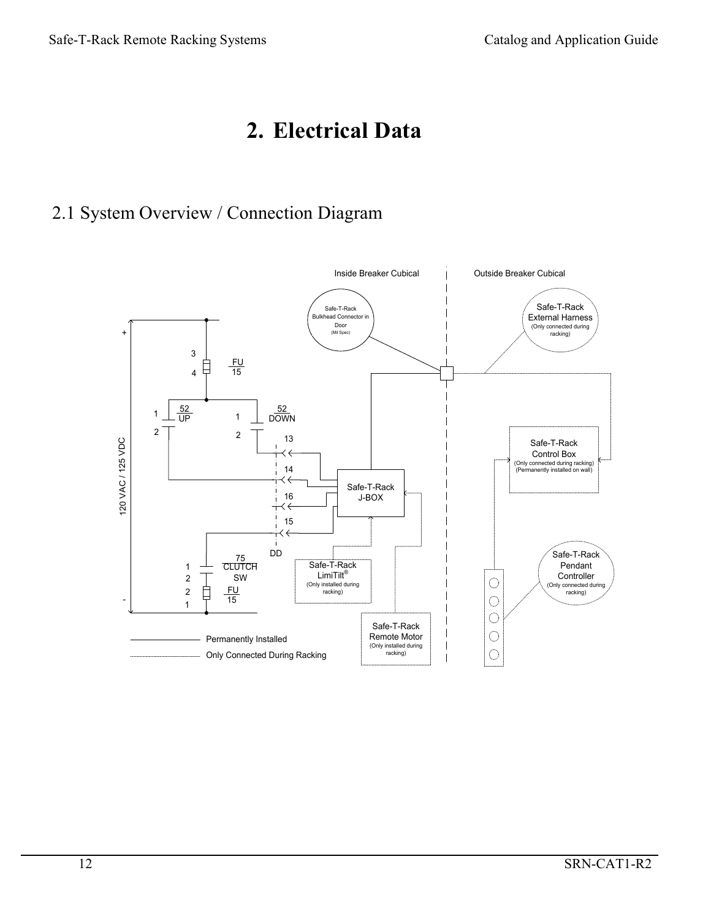# 2. Electrical Data

## 2.1 System Overview / Connection Diagram

Inside Breaker Cubical

Outside Breaker Cubical

Safe-T-Rack Bulkhead Connector in Door (Mil Spec)

Safe-T-Rack External Harness (Only connected during racking)

\+

3

4

FU 15

1

52 UP

2

1

52 DOWN

2

13

14

16

15

120 VAC / 125 VDC

Safe-T-Rack J-BOX

Safe-T-Rack Control Box (Only connected during racking) (Permanently installed on wall)

DD

1

2

75 CLUTCH SW

2

1

FU 15

\-

Safe-T-Rack LimiTilt® (Only installed during racking)

Safe-T-Rack Remote Motor (Only installed during racking)

Safe-T-Rack Pendant Controller (Only connected during racking)

Permanently Installed

Only Connected During Racking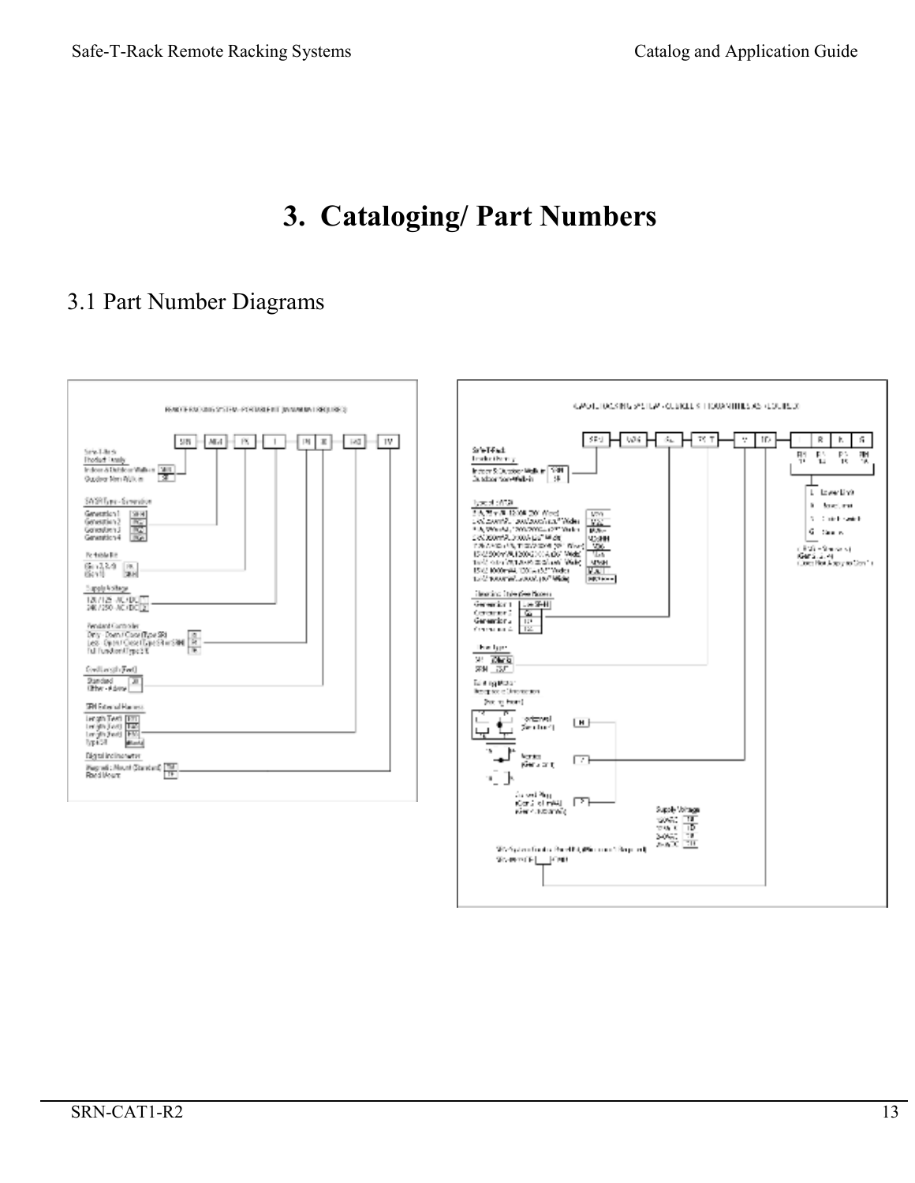# 3. Cataloging/ Part Numbers

## 3.1 Part Number Diagrams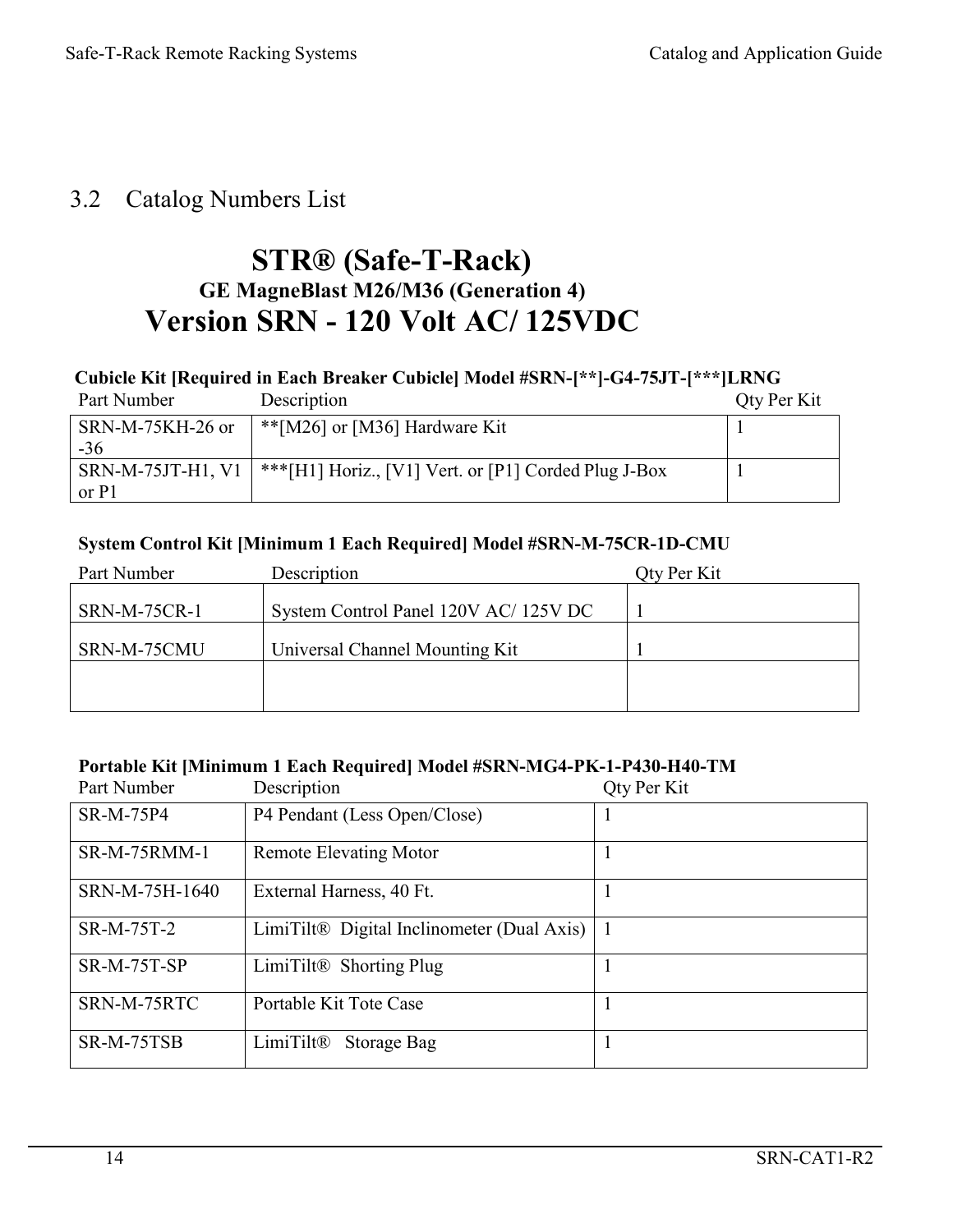## 3.2 Catalog Numbers List

# STR® (Safe-T-Rack)

### GE MagneBlast M26/M36 (Generation 4)

# Version SRN - 120 Volt AC/ 125VDC

**Cubicle Kit [Required in Each Breaker Cubicle] Model #SRN-[**]-G4-75JT-[***]LRNG**

| Part Number | Description | Qty Per Kit |
|---|---|---|
| SRN-M-75KH-26 or -36 | **[M26] or [M36] Hardware Kit | 1 |
| SRN-M-75JT-H1, V1 or P1 | ***[H1] Horiz., [V1] Vert. or [P1] Corded Plug J-Box | 1 |

**System Control Kit [Minimum 1 Each Required] Model #SRN-M-75CR-1D-CMU**

| Part Number | Description | Qty Per Kit |
|---|---|---|
| SRN-M-75CR-1 | System Control Panel 120V AC/ 125V DC | 1 |
| SRN-M-75CMU | Universal Channel Mounting Kit | 1 |
| | | |

**Portable Kit [Minimum 1 Each Required] Model #SRN-MG4-PK-1-P430-H40-TM**

| Part Number | Description | Qty Per Kit |
|---|---|---|
| SR-M-75P4 | P4 Pendant (Less Open/Close) | 1 |
| SR-M-75RMM-1 | Remote Elevating Motor | 1 |
| SRN-M-75H-1640 | External Harness, 40 Ft. | 1 |
| SR-M-75T-2 | LimiTilt® Digital Inclinometer (Dual Axis) | 1 |
| SR-M-75T-SP | LimiTilt® Shorting Plug | 1 |
| SRN-M-75RTC | Portable Kit Tote Case | 1 |
| SR-M-75TSB | LimiTilt® Storage Bag | 1 |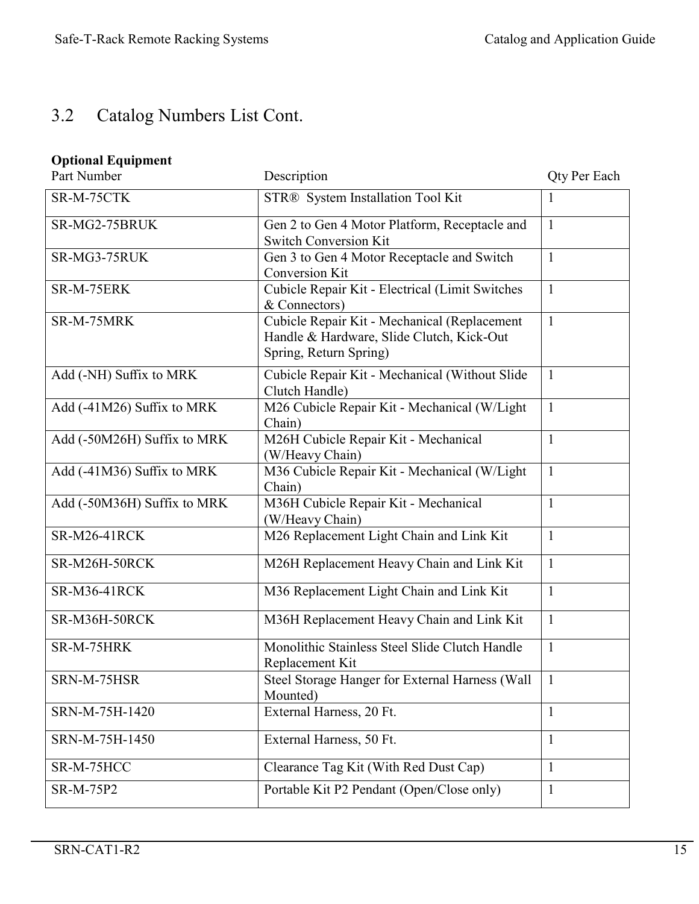## 3.2 Catalog Numbers List Cont.

**Optional Equipment**

| Part Number | Description | Qty Per Each |
|---|---|---|
| SR-M-75CTK | STR® System Installation Tool Kit | 1 |
| SR-MG2-75BRUK | Gen 2 to Gen 4 Motor Platform, Receptacle and Switch Conversion Kit | 1 |
| SR-MG3-75RUK | Gen 3 to Gen 4 Motor Receptacle and Switch Conversion Kit | 1 |
| SR-M-75ERK | Cubicle Repair Kit - Electrical (Limit Switches & Connectors) | 1 |
| SR-M-75MRK | Cubicle Repair Kit - Mechanical (Replacement Handle & Hardware, Slide Clutch, Kick-Out Spring, Return Spring) | 1 |
| Add (-NH) Suffix to MRK | Cubicle Repair Kit - Mechanical (Without Slide Clutch Handle) | 1 |
| Add (-41M26) Suffix to MRK | M26 Cubicle Repair Kit - Mechanical (W/Light Chain) | 1 |
| Add (-50M26H) Suffix to MRK | M26H Cubicle Repair Kit - Mechanical (W/Heavy Chain) | 1 |
| Add (-41M36) Suffix to MRK | M36 Cubicle Repair Kit - Mechanical (W/Light Chain) | 1 |
| Add (-50M36H) Suffix to MRK | M36H Cubicle Repair Kit - Mechanical (W/Heavy Chain) | 1 |
| SR-M26-41RCK | M26 Replacement Light Chain and Link Kit | 1 |
| SR-M26H-50RCK | M26H Replacement Heavy Chain and Link Kit | 1 |
| SR-M36-41RCK | M36 Replacement Light Chain and Link Kit | 1 |
| SR-M36H-50RCK | M36H Replacement Heavy Chain and Link Kit | 1 |
| SR-M-75HRK | Monolithic Stainless Steel Slide Clutch Handle Replacement Kit | 1 |
| SRN-M-75HSR | Steel Storage Hanger for External Harness (Wall Mounted) | 1 |
| SRN-M-75H-1420 | External Harness, 20 Ft. | 1 |
| SRN-M-75H-1450 | External Harness, 50 Ft. | 1 |
| SR-M-75HCC | Clearance Tag Kit (With Red Dust Cap) | 1 |
| SR-M-75P2 | Portable Kit P2 Pendant (Open/Close only) | 1 |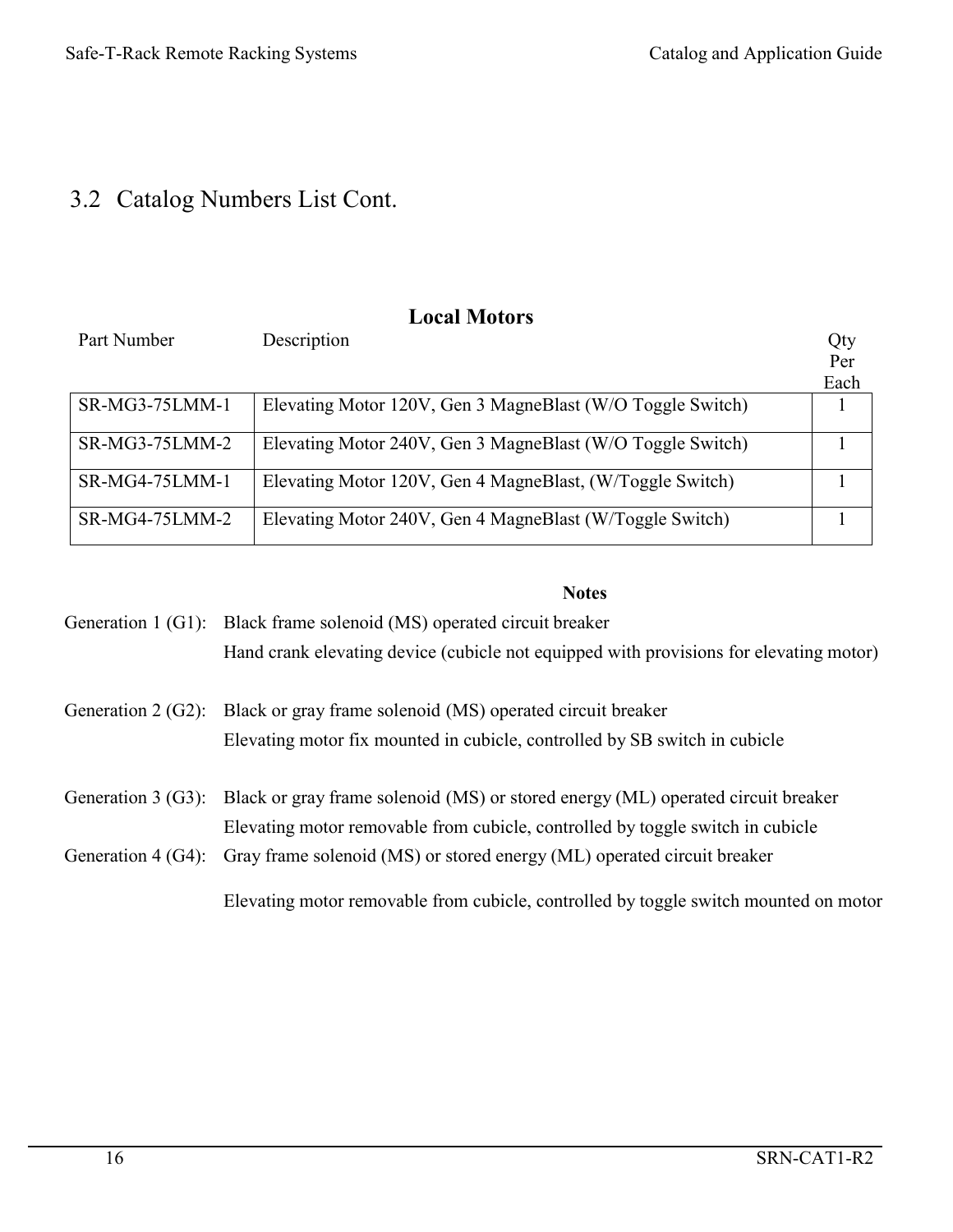## 3.2 Catalog Numbers List Cont.

### Local Motors

| Part Number | Description | Qty Per Each |
|---|---|---|
| SR-MG3-75LMM-1 | Elevating Motor 120V, Gen 3 MagneBlast (W/O Toggle Switch) | 1 |
| SR-MG3-75LMM-2 | Elevating Motor 240V, Gen 3 MagneBlast (W/O Toggle Switch) | 1 |
| SR-MG4-75LMM-1 | Elevating Motor 120V, Gen 4 MagneBlast, (W/Toggle Switch) | 1 |
| SR-MG4-75LMM-2 | Elevating Motor 240V, Gen 4 MagneBlast (W/Toggle Switch) | 1 |

**Notes**

Generation 1 (G1): Black frame solenoid (MS) operated circuit breaker
Hand crank elevating device (cubicle not equipped with provisions for elevating motor)

Generation 2 (G2): Black or gray frame solenoid (MS) operated circuit breaker
Elevating motor fix mounted in cubicle, controlled by SB switch in cubicle

Generation 3 (G3): Black or gray frame solenoid (MS) or stored energy (ML) operated circuit breaker
Elevating motor removable from cubicle, controlled by toggle switch in cubicle

Generation 4 (G4): Gray frame solenoid (MS) or stored energy (ML) operated circuit breaker
Elevating motor removable from cubicle, controlled by toggle switch mounted on motor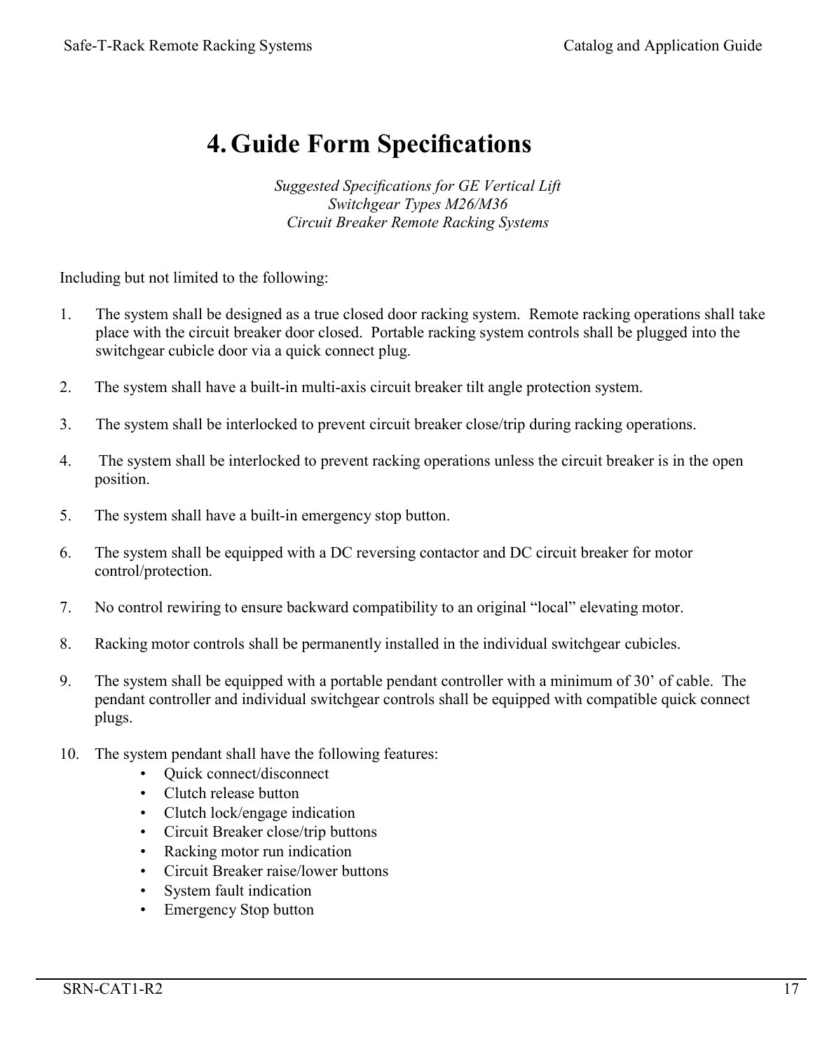# 4. Guide Form Specifications

*Suggested Specifications for GE Vertical Lift Switchgear Types M26/M36 Circuit Breaker Remote Racking Systems*

Including but not limited to the following:

1. The system shall be designed as a true closed door racking system. Remote racking operations shall take place with the circuit breaker door closed. Portable racking system controls shall be plugged into the switchgear cubicle door via a quick connect plug.

2. The system shall have a built-in multi-axis circuit breaker tilt angle protection system.

3. The system shall be interlocked to prevent circuit breaker close/trip during racking operations.

4. The system shall be interlocked to prevent racking operations unless the circuit breaker is in the open position.

5. The system shall have a built-in emergency stop button.

6. The system shall be equipped with a DC reversing contactor and DC circuit breaker for motor control/protection.

7. No control rewiring to ensure backward compatibility to an original "local" elevating motor.

8. Racking motor controls shall be permanently installed in the individual switchgear cubicles.

9. The system shall be equipped with a portable pendant controller with a minimum of 30' of cable. The pendant controller and individual switchgear controls shall be equipped with compatible quick connect plugs.

10. The system pendant shall have the following features:
    - Quick connect/disconnect
    - Clutch release button
    - Clutch lock/engage indication
    - Circuit Breaker close/trip buttons
    - Racking motor run indication
    - Circuit Breaker raise/lower buttons
    - System fault indication
    - Emergency Stop button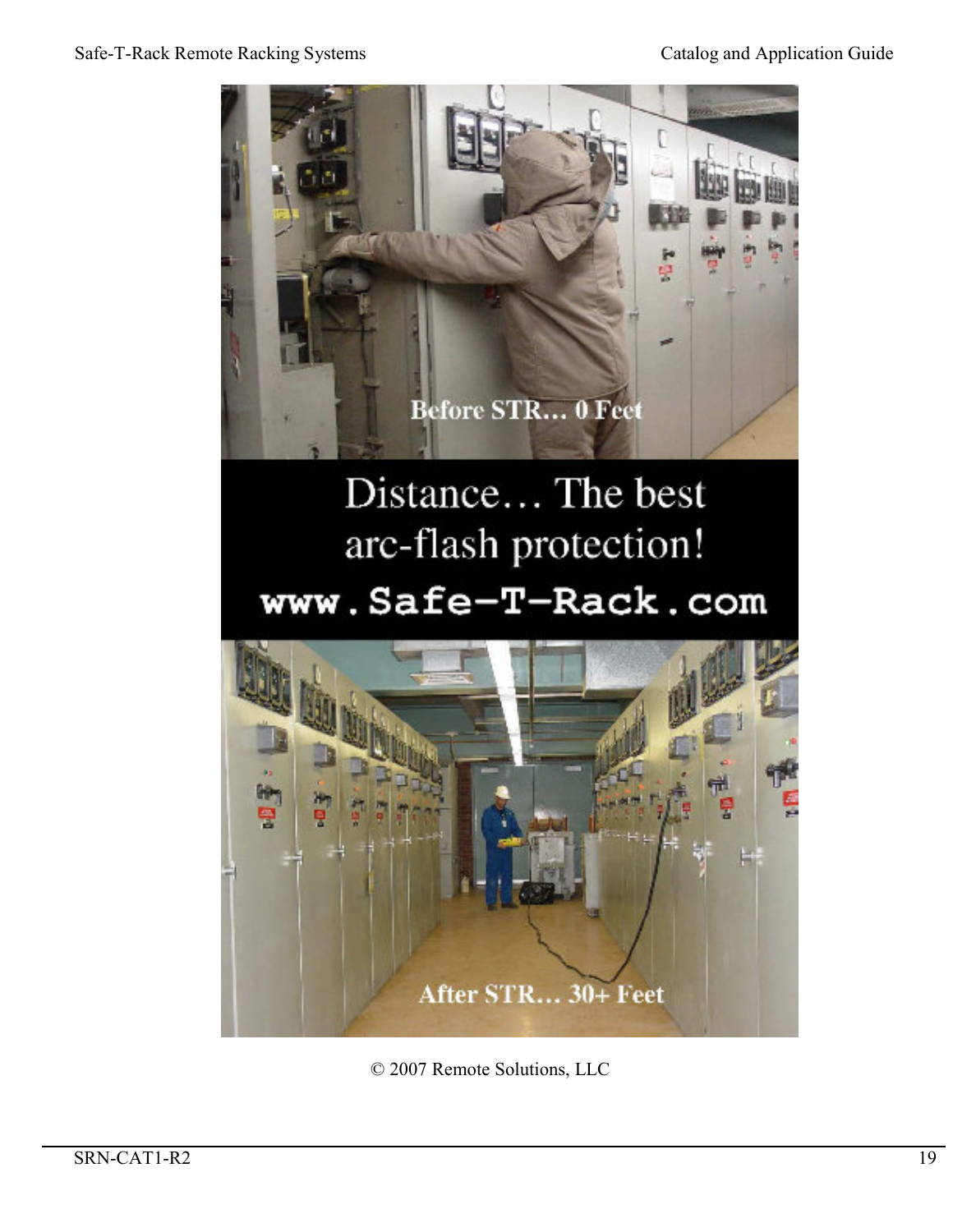Before STR... 0 Feet

Distance… The best arc-flash protection!

www.Safe-T-Rack.com

After STR... 30+ Feet

© 2007 Remote Solutions, LLC